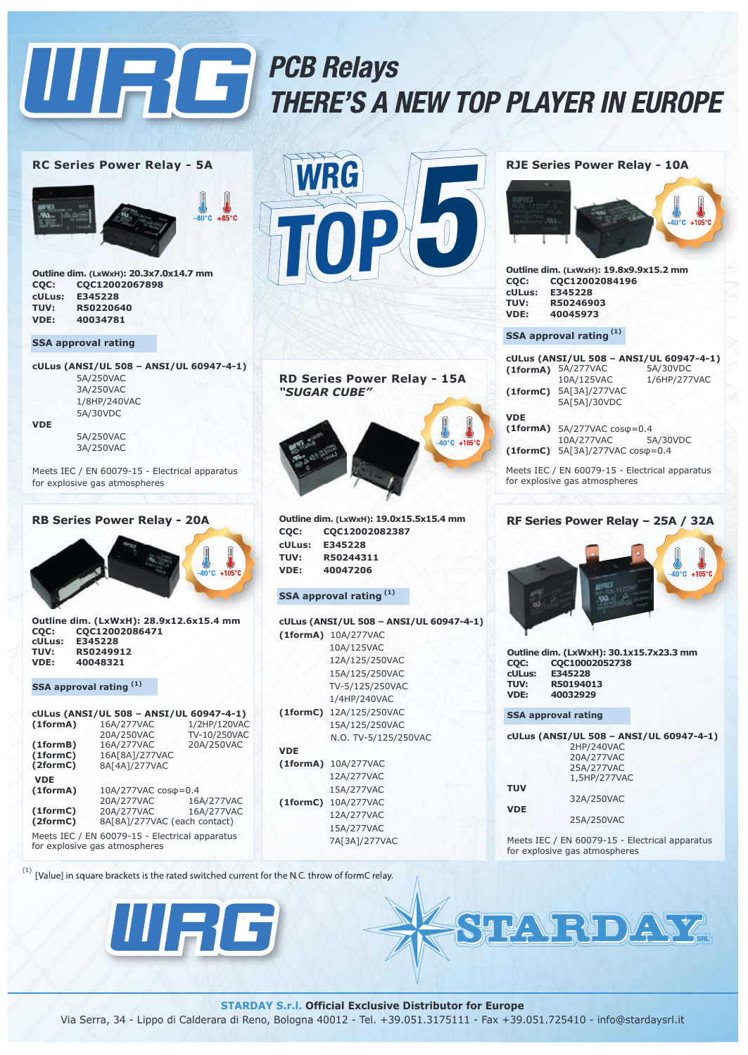# WRG PCB Relays

## THERE'S A NEW TOP PLAYER IN EUROPE

WRG TOP 5

## RC Series Power Relay - 5A

-40°C +85°C

**Outline dim.** (LxWxH): **20.3x7.0x14.7 mm**
**CQC: CQC12002067898**
**cULus: E345228**
**TUV: R50220640**
**VDE: 40034781**

**SSA approval rating**

**cULus (ANSI/UL 508 – ANSI/UL 60947-4-1)**
5A/250VAC
3A/250VAC
1/8HP/240VAC
5A/30VDC

**VDE**
5A/250VAC
3A/250VAC

Meets IEC / EN 60079-15 - Electrical apparatus for explosive gas atmospheres

## RB Series Power Relay - 20A

-40°C +105°C

**Outline dim. (LxWxH): 28.9x12.6x15.4 mm**
**CQC: CQC12002086471**
**cULus: E345228**
**TUV: R50249912**
**VDE: 40048321**

**SSA approval rating** [(1)]

**cULus (ANSI/UL 508 – ANSI/UL 60947-4-1)**

| | | |
|---|---|---|
| **(1formA)** | 16A/277VAC | 1/2HP/120VAC |
| | 20A/250VAC | TV-10/250VAC |
| **(1formB)** | 16A/277VAC | 20A/250VAC |
| **(1formC)** | 16A[8A]/277VAC | |
| **(2formC)** | 8A[4A]/277VAC | |

**VDE**

| | | |
|---|---|---|
| **(1formA)** | 10A/277VAC cosφ=0.4 | |
| | 20A/277VAC | 16A/277VAC |
| **(1formC)** | 20A/277VAC | 16A/277VAC |
| **(2formC)** | 8A[8A]/277VAC (each contact) | |

Meets IEC / EN 60079-15 - Electrical apparatus for explosive gas atmospheres

## RD Series Power Relay - 15A *"SUGAR CUBE"*

-40°C +105°C

**Outline dim.** (LxWxH): **19.0x15.5x15.4 mm**
**CQC: CQC12002082387**
**cULus: E345228**
**TUV: R50244311**
**VDE: 40047206**

**SSA approval rating** [(1)]

**cULus (ANSI/UL 508 – ANSI/UL 60947-4-1)**

| | |
|---|---|
| **(1formA)** | 10A/277VAC |
| | 10A/125VAC |
| | 12A/125/250VAC |
| | 15A/125/250VAC |
| | TV-5/125/250VAC |
| | 1/4HP/240VAC |
| **(1formC)** | 12A/125/250VAC |
| | 15A/125/250VAC |
| | N.O. TV-5/125/250VAC |

**VDE**

| | |
|---|---|
| **(1formA)** | 10A/277VAC |
| | 12A/277VAC |
| | 15A/277VAC |
| **(1formC)** | 10A/277VAC |
| | 12A/277VAC |
| | 15A/277VAC |
| | 7A[3A]/277VAC |

## RJE Series Power Relay - 10A

-40°C +105°C

**Outline dim.** (LxWxH): **19.8x9.9x15.2 mm**
**CQC: CQC12002084196**
**cULus: E345228**
**TUV: R50246903**
**VDE: 40045973**

**SSA approval rating** [(1)]

**cULus (ANSI/UL 508 – ANSI/UL 60947-4-1)**

| | | |
|---|---|---|
| **(1formA)** | 5A/277VAC | 5A/30VDC |
| | 10A/125VAC | 1/6HP/277VAC |
| **(1formC)** | 5A[3A]/277VAC | |
| | 5A[5A]/30VDC | |

**VDE**

| | | |
|---|---|---|
| **(1formA)** | 5A/277VAC cosφ=0.4 | |
| | 10A/277VAC | 5A/30VDC |
| **(1formC)** | 5A[3A]/277VAC cosφ=0.4 | |

Meets IEC / EN 60079-15 - Electrical apparatus for explosive gas atmospheres

## RF Series Power Relay – 25A / 32A

-40°C +105°C

**Outline dim. (LxWxH): 30.1x15.7x23.3 mm**
**CQC: CQC10002052738**
**cULus: E345228**
**TUV: R50194013**
**VDE: 40032929**

**SSA approval rating**

**cULus (ANSI/UL 508 – ANSI/UL 60947-4-1)**
2HP/240VAC
20A/277VAC
25A/277VAC
1,5HP/277VAC

**TUV**
32A/250VAC

**VDE**
25A/250VAC

Meets IEC / EN 60079-15 - Electrical apparatus for explosive gas atmospheres

(1) [Value] in square brackets is the rated switched current for the N.C. throw of formC relay.

WRG STARDAY SRL

**STARDAY S.r.l. Official Exclusive Distributor for Europe**
Via Serra, 34 - Lippo di Calderara di Reno, Bologna 40012 - Tel. +39.051.3175111 - Fax +39.051.725410 - info@stardaysrl.it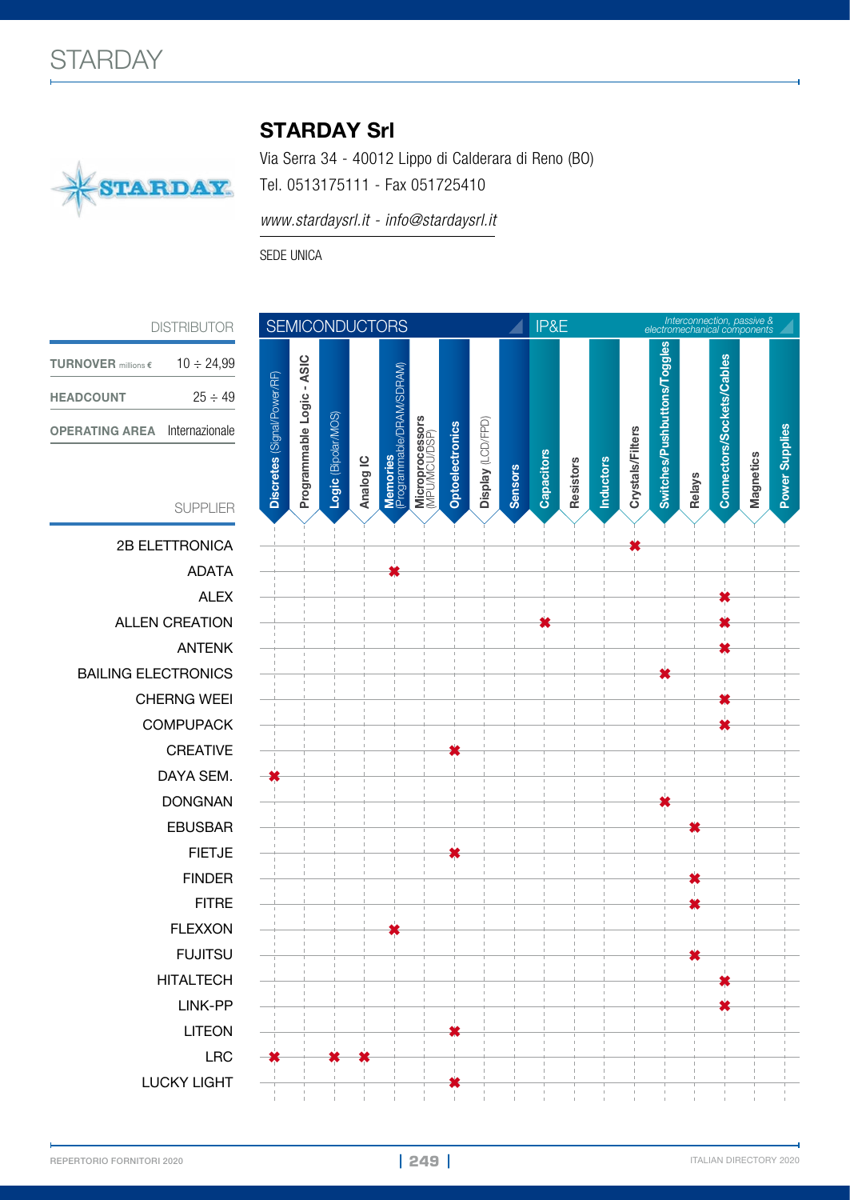# STARDAY

## STARDAY Srl

Via Serra 34 - 40012 Lippo di Calderara di Reno (BO)

Tel. 0513175111 - Fax 051725410

*www.stardaysrl.it - info@stardaysrl.it*

SEDE UNICA

| DISTRIBUTOR | |
|---|---|
| **TURNOVER** millions € | 10 ÷ 24,99 |
| **HEADCOUNT** | 25 ÷ 49 |
| **OPERATING AREA** | Internazionale |

| SUPPLIER | SEMICONDUCTORS | | | | | | | | | IP&E (*Interconnection, passive & electromechanical components*) | | | | | | | | |
|---|---|---|---|---|---|---|---|---|---|---|---|---|---|---|---|---|---|---|
| | **Discretes** (Signal/Power/RF) | **Programmable Logic - ASIC** | **Logic** (Bipolar/MOS) | **Analog IC** | **Memories** (Programmable/DRAM/SDRAM) | **Microprocessors** (MPU/MCU/DSP) | **Optoelectronics** | **Display** (LCD/FPD) | **Sensors** | **Capacitors** | **Resistors** | **Inductors** | **Crystals/Filters** | **Switches/Pushbuttons/Toggles** | **Relays** | **Connectors/Sockets/Cables** | **Magnetics** | **Power Supplies** |
| 2B ELETTRONICA | | | | | | | | | | | | | ✖ | | | | | |
| ADATA | | | | | ✖ | | | | | | | | | | | | | |
| ALEX | | | | | | | | | | | | | | | | ✖ | | |
| ALLEN CREATION | | | | | | | | | | ✖ | | | | | | ✖ | | |
| ANTENK | | | | | | | | | | | | | | | | ✖ | | |
| BAILING ELECTRONICS | | | | | | | | | | | | | | ✖ | | | | |
| CHERNG WEEI | | | | | | | | | | | | | | | | ✖ | | |
| COMPUPACK | | | | | | | | | | | | | | | | ✖ | | |
| CREATIVE | | | | | | | ✖ | | | | | | | | | | | |
| DAYA SEM. | ✖ | | | | | | | | | | | | | | | | | |
| DONGNAN | | | | | | | | | | | | | | ✖ | | | | |
| EBUSBAR | | | | | | | | | | | | | | | ✖ | | | |
| FIETJE | | | | | | | ✖ | | | | | | | | | | | |
| FINDER | | | | | | | | | | | | | | | ✖ | | | |
| FITRE | | | | | | | | | | | | | | | ✖ | | | |
| FLEXXON | | | | | ✖ | | | | | | | | | | | | | |
| FUJITSU | | | | | | | | | | | | | | | ✖ | | | |
| HITALTECH | | | | | | | | | | | | | | | | ✖ | | |
| LINK-PP | | | | | | | | | | | | | | | | ✖ | | |
| LITEON | | | | | | | ✖ | | | | | | | | | | | |
| LRC | ✖ | | ✖ | ✖ | | | | | | | | | | | | | | |
| LUCKY LIGHT | | | | | | | ✖ | | | | | | | | | | | |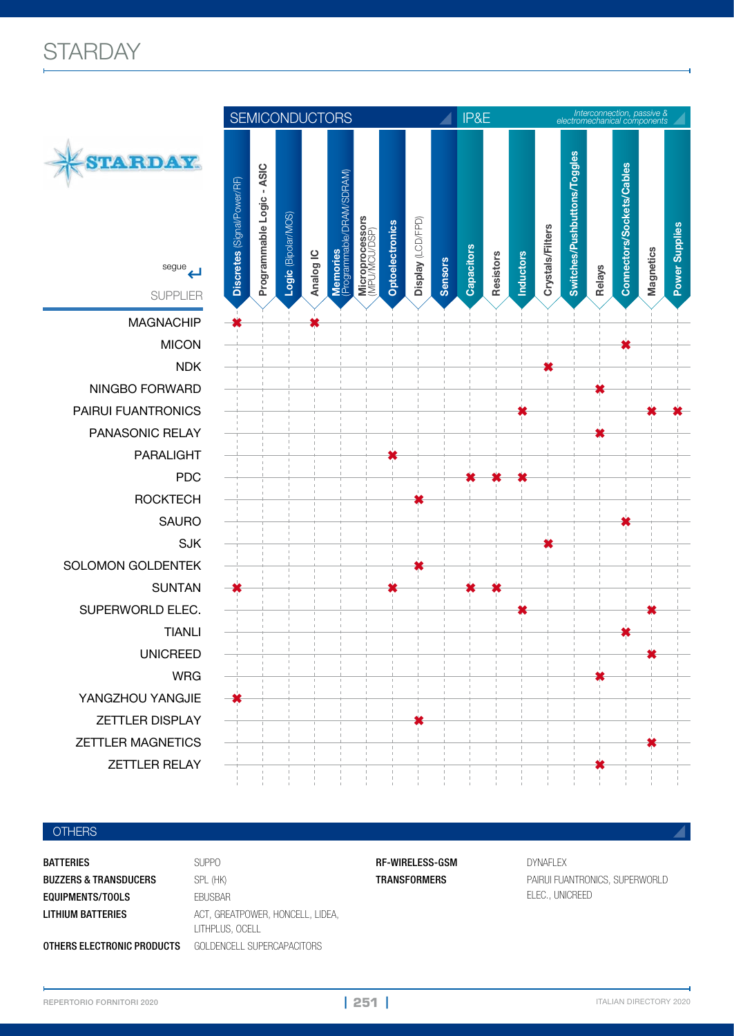# STARDAY

segue

| SUPPLIER | SEMICONDUCTORS | | | | | | | | | IP&E | | | | | | | *Interconnection, passive & electromechanical components* | |
|---|---|---|---|---|---|---|---|---|---|---|---|---|---|---|---|---|---|---|
| | **Discretes** (Signal/Power/RF) | **Programmable Logic - ASIC** | **Logic** (Bipolar/MOS) | **Analog IC** | **Memories** (Programmable/DRAM/SDRAM) | **Microprocessors** (MPU/MCU/DSP) | **Optoelectronics** | **Display** (LCD/FPD) | **Sensors** | **Capacitors** | **Resistors** | **Inductors** | **Crystals/Filters** | **Switches/Pushbuttons/Toggles** | **Relays** | **Connectors/Sockets/Cables** | **Magnetics** | **Power Supplies** |
| MAGNACHIP | ✖ | | | ✖ | | | | | | | | | | | | | | |
| MICON | | | | | | | | | | | | | | | | ✖ | | |
| NDK | | | | | | | | | | | | | ✖ | | | | | |
| NINGBO FORWARD | | | | | | | | | | | | | | | ✖ | | | |
| PAIRUI FUANTRONICS | | | | | | | | | | | | ✖ | | | | | ✖ | ✖ |
| PANASONIC RELAY | | | | | | | | | | | | | | | ✖ | | | |
| PARALIGHT | | | | | | | ✖ | | | | | | | | | | | |
| PDC | | | | | | | | | | ✖ | ✖ | ✖ | | | | | | |
| ROCKTECH | | | | | | | | ✖ | | | | | | | | | | |
| SAURO | | | | | | | | | | | | | | | | ✖ | | |
| SJK | | | | | | | | | | | | | ✖ | | | | | |
| SOLOMON GOLDENTEK | | | | | | | | ✖ | | | | | | | | | | |
| SUNTAN | ✖ | | | | | | ✖ | | | ✖ | ✖ | | | | | | | |
| SUPERWORLD ELEC. | | | | | | | | | | | | ✖ | | | | | ✖ | |
| TIANLI | | | | | | | | | | | | | | | | ✖ | | |
| UNICREED | | | | | | | | | | | | | | | | | ✖ | |
| WRG | | | | | | | | | | | | | | | ✖ | | | |
| YANGZHOU YANGJIE | ✖ | | | | | | | | | | | | | | | | | |
| ZETTLER DISPLAY | | | | | | | | ✖ | | | | | | | | | | |
| ZETTLER MAGNETICS | | | | | | | | | | | | | | | | | ✖ | |
| ZETTLER RELAY | | | | | | | | | | | | | | | ✖ | | | |

## OTHERS

**BATTERIES** SUPPO

**BUZZERS & TRANSDUCERS** SPL (HK)

**EQUIPMENTS/TOOLS** EBUSBAR

**LITHIUM BATTERIES** ACT, GREATPOWER, HONCELL, LIDEA, LITHPLUS, OCELL

**OTHERS ELECTRONIC PRODUCTS** GOLDENCELL SUPERCAPACITORS

**RF-WIRELESS-GSM** DYNAFLEX

**TRANSFORMERS** PAIRUI FUANTRONICS, SUPERWORLD ELEC., UNICREED